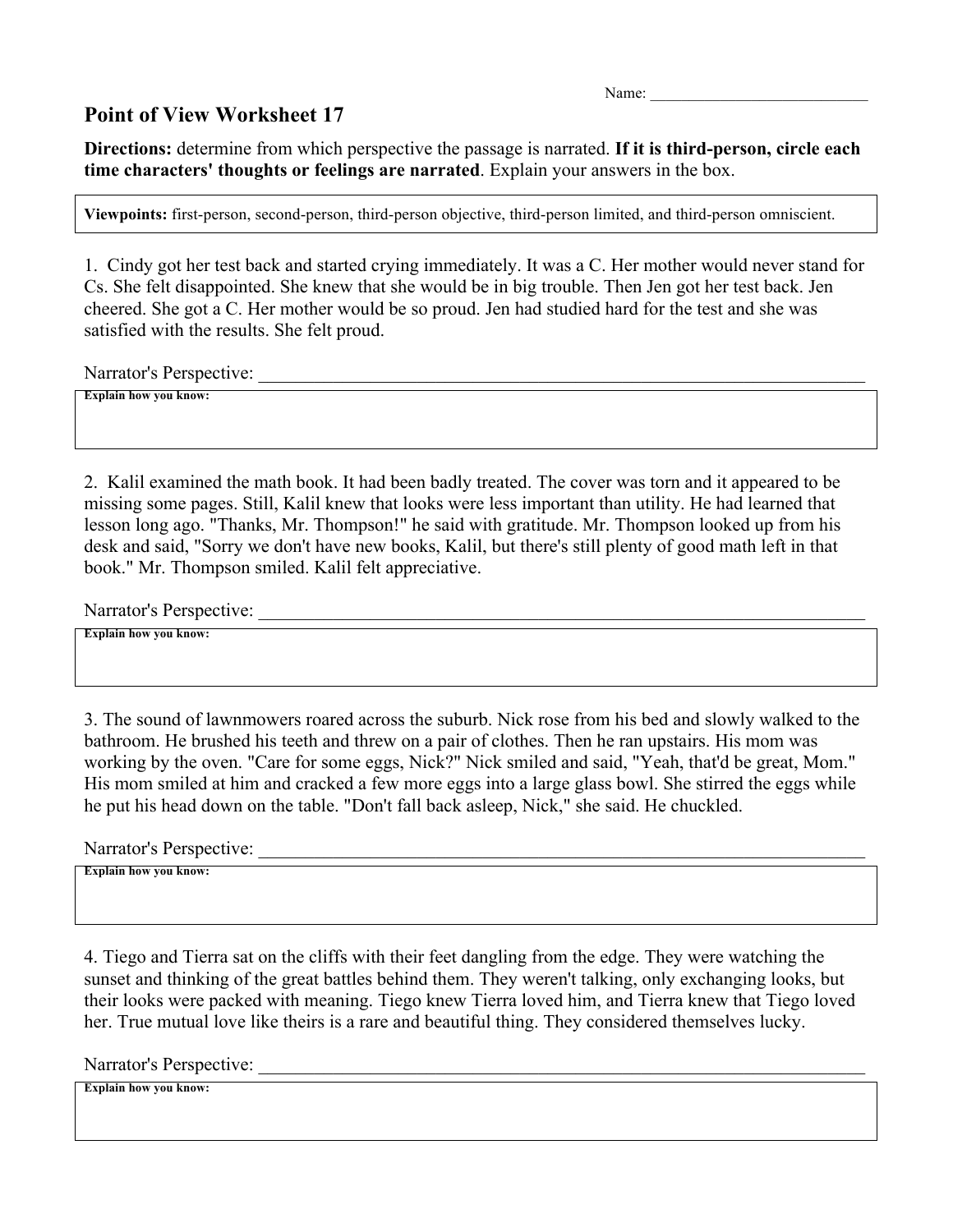Name: ____________________________

## Point of View Worksheet 17

**Directions:** determine from which perspective the passage is narrated. **If it is third-person, circle each time characters' thoughts or feelings are narrated**. Explain your answers in the box.

**Viewpoints:** first-person, second-person, third-person objective, third-person limited, and third-person omniscient.

1. Cindy got her test back and started crying immediately. It was a C. Her mother would never stand for Cs. She felt disappointed. She knew that she would be in big trouble. Then Jen got her test back. Jen cheered. She got a C. Her mother would be so proud. Jen had studied hard for the test and she was satisfied with the results. She felt proud.

Narrator's Perspective: ______________________________________________________________________

**Explain how you know:**

2. Kalil examined the math book. It had been badly treated. The cover was torn and it appeared to be missing some pages. Still, Kalil knew that looks were less important than utility. He had learned that lesson long ago. "Thanks, Mr. Thompson!" he said with gratitude. Mr. Thompson looked up from his desk and said, "Sorry we don't have new books, Kalil, but there's still plenty of good math left in that book." Mr. Thompson smiled. Kalil felt appreciative.

Narrator's Perspective: ______________________________________________________________________

**Explain how you know:**

3. The sound of lawnmowers roared across the suburb. Nick rose from his bed and slowly walked to the bathroom. He brushed his teeth and threw on a pair of clothes. Then he ran upstairs. His mom was working by the oven. "Care for some eggs, Nick?" Nick smiled and said, "Yeah, that'd be great, Mom." His mom smiled at him and cracked a few more eggs into a large glass bowl. She stirred the eggs while he put his head down on the table. "Don't fall back asleep, Nick," she said. He chuckled.

Narrator's Perspective: ______________________________________________________________________

**Explain how you know:**

4. Tiego and Tierra sat on the cliffs with their feet dangling from the edge. They were watching the sunset and thinking of the great battles behind them. They weren't talking, only exchanging looks, but their looks were packed with meaning. Tiego knew Tierra loved him, and Tierra knew that Tiego loved her. True mutual love like theirs is a rare and beautiful thing. They considered themselves lucky.

Narrator's Perspective: ______________________________________________________________________

**Explain how you know:**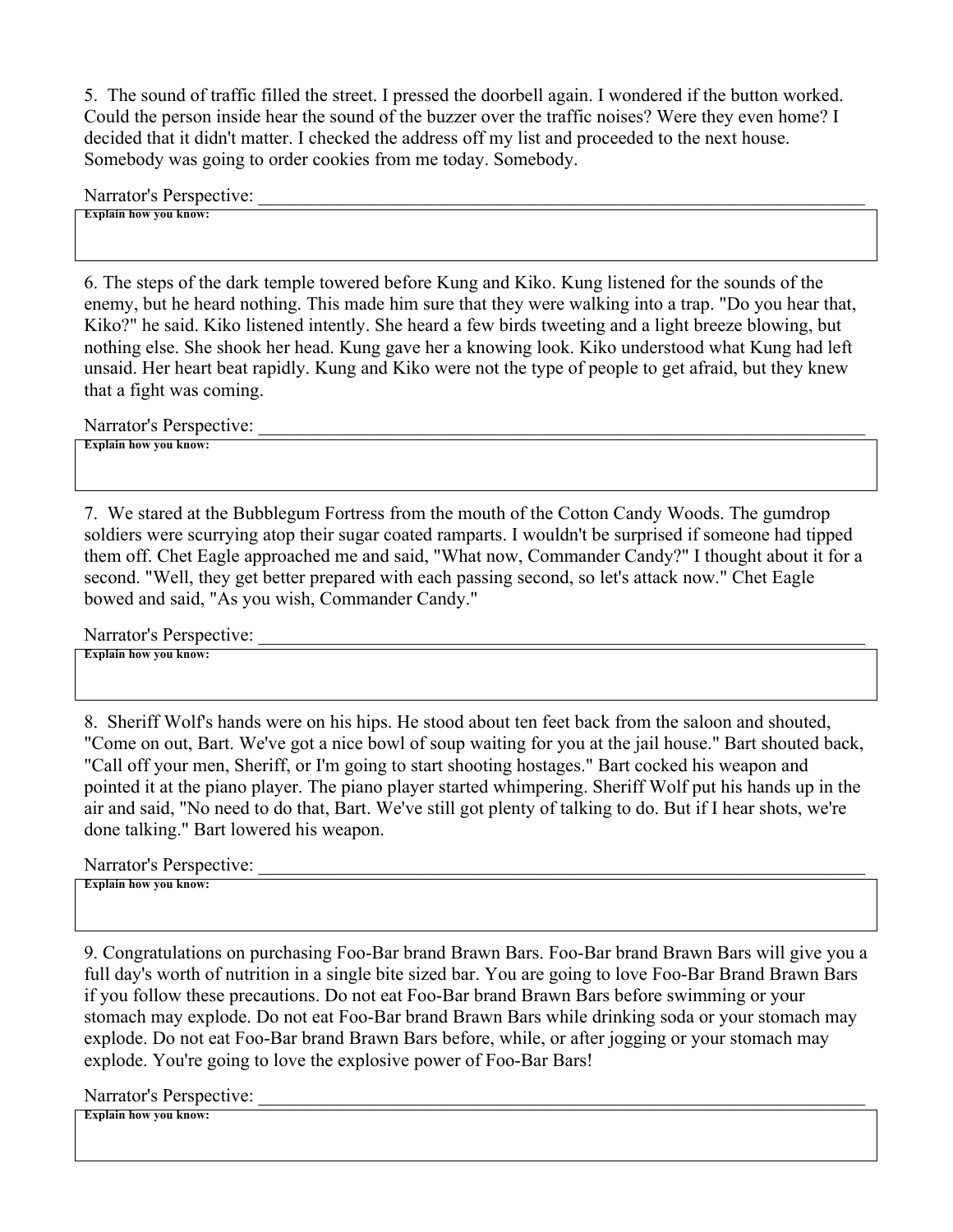5. The sound of traffic filled the street. I pressed the doorbell again. I wondered if the button worked. Could the person inside hear the sound of the buzzer over the traffic noises? Were they even home? I decided that it didn't matter. I checked the address off my list and proceeded to the next house. Somebody was going to order cookies from me today. Somebody.

Narrator's Perspective: ______________________________________________________________________

**Explain how you know:**

6. The steps of the dark temple towered before Kung and Kiko. Kung listened for the sounds of the enemy, but he heard nothing. This made him sure that they were walking into a trap. "Do you hear that, Kiko?" he said. Kiko listened intently. She heard a few birds tweeting and a light breeze blowing, but nothing else. She shook her head. Kung gave her a knowing look. Kiko understood what Kung had left unsaid. Her heart beat rapidly. Kung and Kiko were not the type of people to get afraid, but they knew that a fight was coming.

Narrator's Perspective: ______________________________________________________________________

**Explain how you know:**

7. We stared at the Bubblegum Fortress from the mouth of the Cotton Candy Woods. The gumdrop soldiers were scurrying atop their sugar coated ramparts. I wouldn't be surprised if someone had tipped them off. Chet Eagle approached me and said, "What now, Commander Candy?" I thought about it for a second. "Well, they get better prepared with each passing second, so let's attack now." Chet Eagle bowed and said, "As you wish, Commander Candy."

Narrator's Perspective: ______________________________________________________________________

**Explain how you know:**

8. Sheriff Wolf's hands were on his hips. He stood about ten feet back from the saloon and shouted, "Come on out, Bart. We've got a nice bowl of soup waiting for you at the jail house." Bart shouted back, "Call off your men, Sheriff, or I'm going to start shooting hostages." Bart cocked his weapon and pointed it at the piano player. The piano player started whimpering. Sheriff Wolf put his hands up in the air and said, "No need to do that, Bart. We've still got plenty of talking to do. But if I hear shots, we're done talking." Bart lowered his weapon.

Narrator's Perspective: ______________________________________________________________________

**Explain how you know:**

9. Congratulations on purchasing Foo-Bar brand Brawn Bars. Foo-Bar brand Brawn Bars will give you a full day's worth of nutrition in a single bite sized bar. You are going to love Foo-Bar Brand Brawn Bars if you follow these precautions. Do not eat Foo-Bar brand Brawn Bars before swimming or your stomach may explode. Do not eat Foo-Bar brand Brawn Bars while drinking soda or your stomach may explode. Do not eat Foo-Bar brand Brawn Bars before, while, or after jogging or your stomach may explode. You're going to love the explosive power of Foo-Bar Bars!

Narrator's Perspective: ______________________________________________________________________

**Explain how you know:**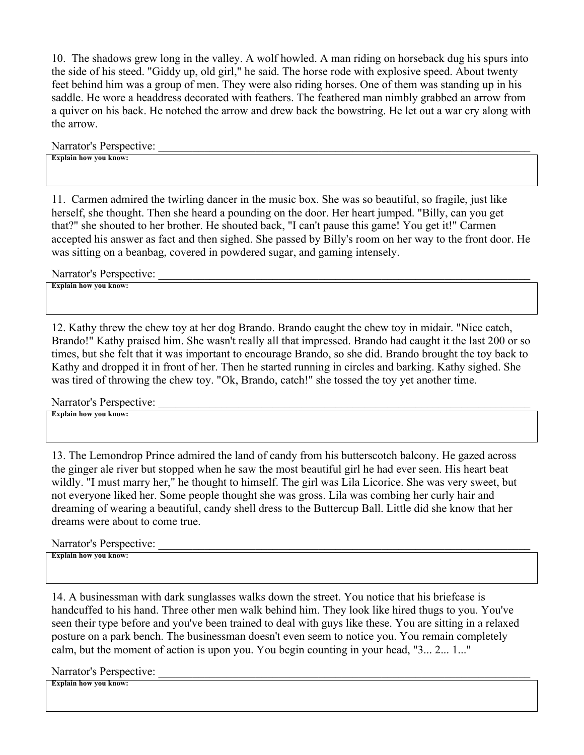10. The shadows grew long in the valley. A wolf howled. A man riding on horseback dug his spurs into the side of his steed. "Giddy up, old girl," he said. The horse rode with explosive speed. About twenty feet behind him was a group of men. They were also riding horses. One of them was standing up in his saddle. He wore a headdress decorated with feathers. The feathered man nimbly grabbed an arrow from a quiver on his back. He notched the arrow and drew back the bowstring. He let out a war cry along with the arrow.

Narrator's Perspective: ______________________________________________________________________

**Explain how you know:**

11. Carmen admired the twirling dancer in the music box. She was so beautiful, so fragile, just like herself, she thought. Then she heard a pounding on the door. Her heart jumped. "Billy, can you get that?" she shouted to her brother. He shouted back, "I can't pause this game! You get it!" Carmen accepted his answer as fact and then sighed. She passed by Billy's room on her way to the front door. He was sitting on a beanbag, covered in powdered sugar, and gaming intensely.

Narrator's Perspective: ______________________________________________________________________

**Explain how you know:**

12. Kathy threw the chew toy at her dog Brando. Brando caught the chew toy in midair. "Nice catch, Brando!" Kathy praised him. She wasn't really all that impressed. Brando had caught it the last 200 or so times, but she felt that it was important to encourage Brando, so she did. Brando brought the toy back to Kathy and dropped it in front of her. Then he started running in circles and barking. Kathy sighed. She was tired of throwing the chew toy. "Ok, Brando, catch!" she tossed the toy yet another time.

Narrator's Perspective: ______________________________________________________________________

**Explain how you know:**

13. The Lemondrop Prince admired the land of candy from his butterscotch balcony. He gazed across the ginger ale river but stopped when he saw the most beautiful girl he had ever seen. His heart beat wildly. "I must marry her," he thought to himself. The girl was Lila Licorice. She was very sweet, but not everyone liked her. Some people thought she was gross. Lila was combing her curly hair and dreaming of wearing a beautiful, candy shell dress to the Buttercup Ball. Little did she know that her dreams were about to come true.

Narrator's Perspective: ______________________________________________________________________

**Explain how you know:**

14. A businessman with dark sunglasses walks down the street. You notice that his briefcase is handcuffed to his hand. Three other men walk behind him. They look like hired thugs to you. You've seen their type before and you've been trained to deal with guys like these. You are sitting in a relaxed posture on a park bench. The businessman doesn't even seem to notice you. You remain completely calm, but the moment of action is upon you. You begin counting in your head, "3... 2... 1..."

Narrator's Perspective: ______________________________________________________________________

**Explain how you know:**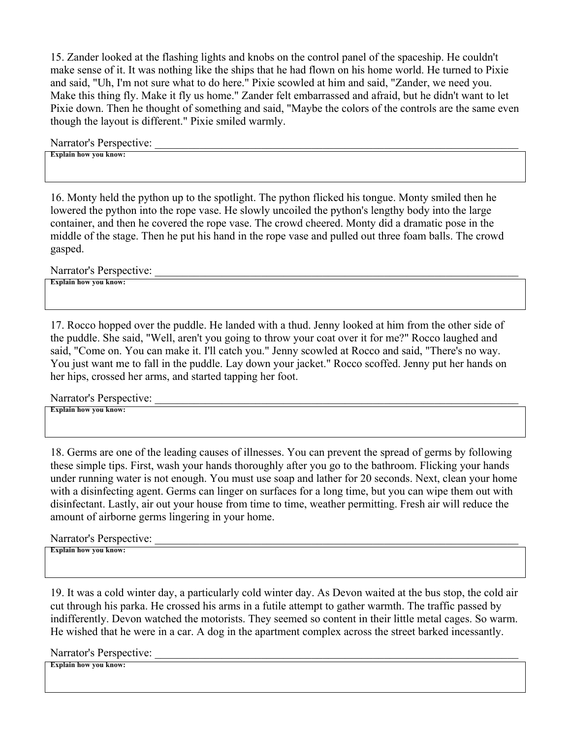15. Zander looked at the flashing lights and knobs on the control panel of the spaceship. He couldn't make sense of it. It was nothing like the ships that he had flown on his home world. He turned to Pixie and said, "Uh, I'm not sure what to do here." Pixie scowled at him and said, "Zander, we need you. Make this thing fly. Make it fly us home." Zander felt embarrassed and afraid, but he didn't want to let Pixie down. Then he thought of something and said, "Maybe the colors of the controls are the same even though the layout is different." Pixie smiled warmly.

Narrator's Perspective: ___________________________________________

**Explain how you know:**

16. Monty held the python up to the spotlight. The python flicked his tongue. Monty smiled then he lowered the python into the rope vase. He slowly uncoiled the python's lengthy body into the large container, and then he covered the rope vase. The crowd cheered. Monty did a dramatic pose in the middle of the stage. Then he put his hand in the rope vase and pulled out three foam balls. The crowd gasped.

Narrator's Perspective: ___________________________________________

**Explain how you know:**

17. Rocco hopped over the puddle. He landed with a thud. Jenny looked at him from the other side of the puddle. She said, "Well, aren't you going to throw your coat over it for me?" Rocco laughed and said, "Come on. You can make it. I'll catch you." Jenny scowled at Rocco and said, "There's no way. You just want me to fall in the puddle. Lay down your jacket." Rocco scoffed. Jenny put her hands on her hips, crossed her arms, and started tapping her foot.

Narrator's Perspective: ___________________________________________

**Explain how you know:**

18. Germs are one of the leading causes of illnesses. You can prevent the spread of germs by following these simple tips. First, wash your hands thoroughly after you go to the bathroom. Flicking your hands under running water is not enough. You must use soap and lather for 20 seconds. Next, clean your home with a disinfecting agent. Germs can linger on surfaces for a long time, but you can wipe them out with disinfectant. Lastly, air out your house from time to time, weather permitting. Fresh air will reduce the amount of airborne germs lingering in your home.

Narrator's Perspective: ___________________________________________

**Explain how you know:**

19. It was a cold winter day, a particularly cold winter day. As Devon waited at the bus stop, the cold air cut through his parka. He crossed his arms in a futile attempt to gather warmth. The traffic passed by indifferently. Devon watched the motorists. They seemed so content in their little metal cages. So warm. He wished that he were in a car. A dog in the apartment complex across the street barked incessantly.

Narrator's Perspective: ___________________________________________

**Explain how you know:**